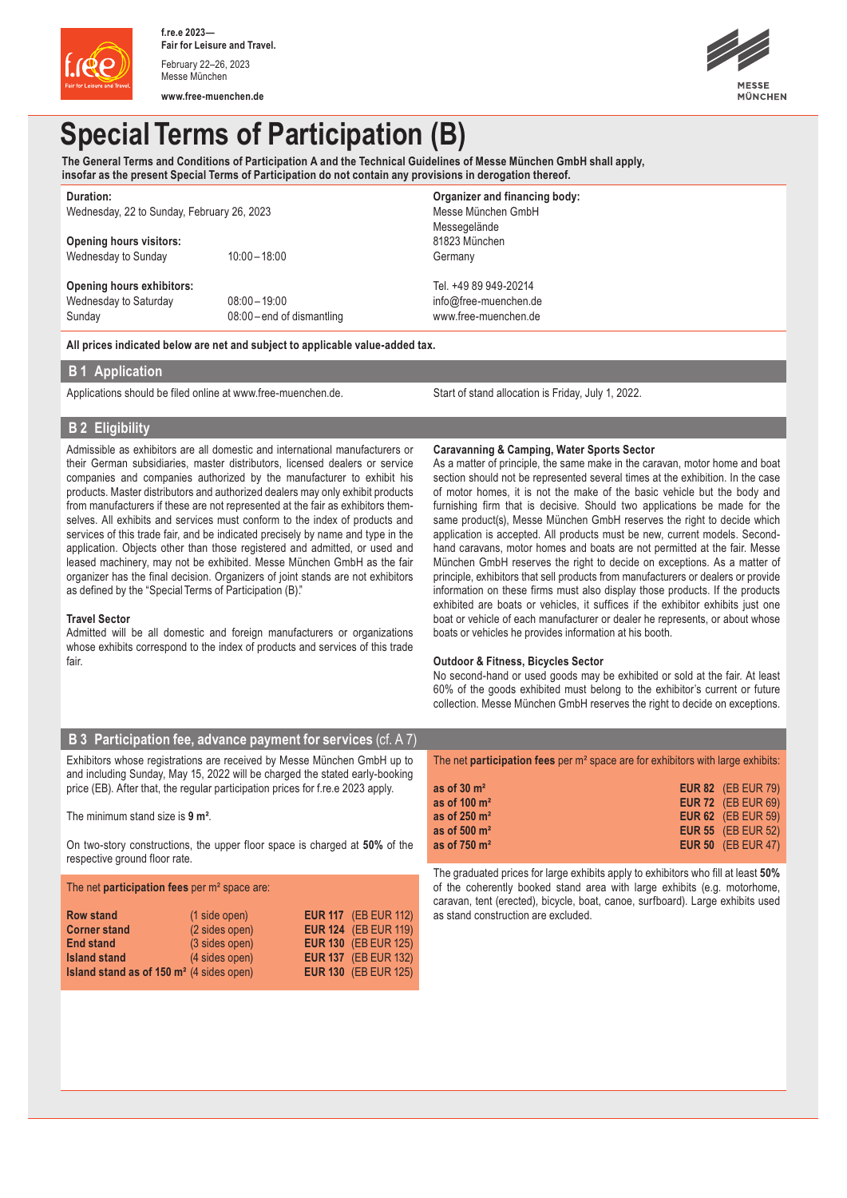f.re.e 2023—
**Fair for Leisure and Travel.**

February 22–26, 2023
Messe München

**www.free-muenchen.de**

# Special Terms of Participation (B)

**The General Terms and Conditions of Participation A and the Technical Guidelines of Messe München GmbH shall apply, insofar as the present Special Terms of Participation do not contain any provisions in derogation thereof.**

**Duration:**
Wednesday, 22 to Sunday, February 26, 2023

**Opening hours visitors:**

| | |
|---|---|
| Wednesday to Sunday | 10:00 – 18:00 |

**Opening hours exhibitors:**

| | |
|---|---|
| Wednesday to Saturday | 08:00 – 19:00 |
| Sunday | 08:00 – end of dismantling |

**Organizer and financing body:**
Messe München GmbH
Messegelände
81823 München
Germany

Tel. +49 89 949-20214
info@free-muenchen.de
www.free-muenchen.de

**All prices indicated below are net and subject to applicable value-added tax.**

## B 1 Application

Applications should be filed online at www.free-muenchen.de.

Start of stand allocation is Friday, July 1, 2022.

## B 2 Eligibility

Admissible as exhibitors are all domestic and international manufacturers or their German subsidiaries, master distributors, licensed dealers or service companies and companies authorized by the manufacturer to exhibit his products. Master distributors and authorized dealers may only exhibit products from manufacturers if these are not represented at the fair as exhibitors themselves. All exhibits and services must conform to the index of products and services of this trade fair, and be indicated precisely by name and type in the application. Objects other than those registered and admitted, or used and leased machinery, may not be exhibited. Messe München GmbH as the fair organizer has the final decision. Organizers of joint stands are not exhibitors as defined by the "Special Terms of Participation (B)."

**Travel Sector**
Admitted will be all domestic and foreign manufacturers or organizations whose exhibits correspond to the index of products and services of this trade fair.

**Caravanning & Camping, Water Sports Sector**
As a matter of principle, the same make in the caravan, motor home and boat section should not be represented several times at the exhibition. In the case of motor homes, it is not the make of the basic vehicle but the body and furnishing firm that is decisive. Should two applications be made for the same product(s), Messe München GmbH reserves the right to decide which application is accepted. All products must be new, current models. Second-hand caravans, motor homes and boats are not permitted at the fair. Messe München GmbH reserves the right to decide on exceptions. As a matter of principle, exhibitors that sell products from manufacturers or dealers or provide information on these firms must also display those products. If the products exhibited are boats or vehicles, it suffices if the exhibitor exhibits just one boat or vehicle of each manufacturer or dealer he represents, or about whose boats or vehicles he provides information at his booth.

**Outdoor & Fitness, Bicycles Sector**
No second-hand or used goods may be exhibited or sold at the fair. At least 60% of the goods exhibited must belong to the exhibitor's current or future collection. Messe München GmbH reserves the right to decide on exceptions.

## B 3 Participation fee, advance payment for services (cf. A 7)

Exhibitors whose registrations are received by Messe München GmbH up to and including Sunday, May 15, 2022 will be charged the stated early-booking price (EB). After that, the regular participation prices for f.re.e 2023 apply.

The minimum stand size is **9 m²**.

On two-story constructions, the upper floor space is charged at **50%** of the respective ground floor rate.

The net **participation fees** per m² space are:

| | | | |
|---|---|---|---|
| **Row stand** | (1 side open) | **EUR 117** | (EB EUR 112) |
| **Corner stand** | (2 sides open) | **EUR 124** | (EB EUR 119) |
| **End stand** | (3 sides open) | **EUR 130** | (EB EUR 125) |
| **Island stand** | (4 sides open) | **EUR 137** | (EB EUR 132) |
| **Island stand as of 150 m²** | (4 sides open) | **EUR 130** | (EB EUR 125) |

The net **participation fees** per m² space are for exhibitors with large exhibits:

| | | |
|---|---|---|
| **as of 30 m²** | **EUR 82** | (EB EUR 79) |
| **as of 100 m²** | **EUR 72** | (EB EUR 69) |
| **as of 250 m²** | **EUR 62** | (EB EUR 59) |
| **as of 500 m²** | **EUR 55** | (EB EUR 52) |
| **as of 750 m²** | **EUR 50** | (EB EUR 47) |

The graduated prices for large exhibits apply to exhibitors who fill at least **50%** of the coherently booked stand area with large exhibits (e.g. motorhome, caravan, tent (erected), bicycle, boat, canoe, surfboard). Large exhibits used as stand construction are excluded.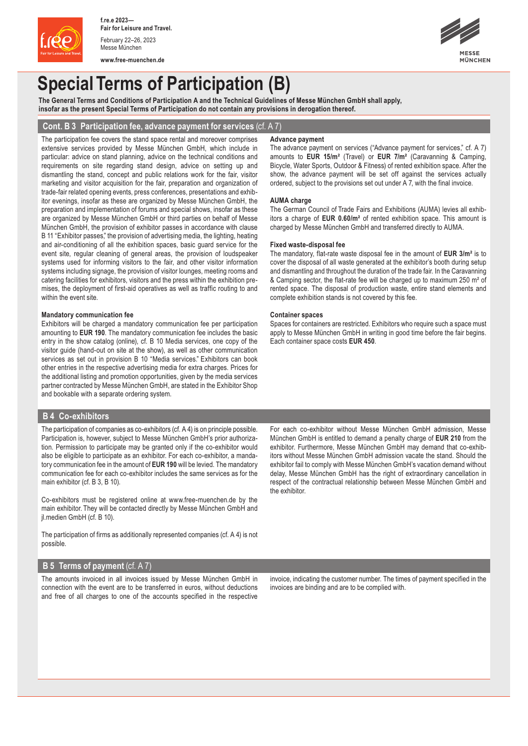# Special Terms of Participation (B)

**The General Terms and Conditions of Participation A and the Technical Guidelines of Messe München GmbH shall apply, insofar as the present Special Terms of Participation do not contain any provisions in derogation thereof.**

## Cont. B 3 Participation fee, advance payment for services (cf. A 7)

The participation fee covers the stand space rental and moreover comprises extensive services provided by Messe München GmbH, which include in particular: advice on stand planning, advice on the technical conditions and requirements on site regarding stand design, advice on setting up and dismantling the stand, concept and public relations work for the fair, visitor marketing and visitor acquisition for the fair, preparation and organization of trade-fair related opening events, press conferences, presentations and exhibitor evenings, insofar as these are organized by Messe München GmbH, the preparation and implementation of forums and special shows, insofar as these are organized by Messe München GmbH or third parties on behalf of Messe München GmbH, the provision of exhibitor passes in accordance with clause B 11 "Exhibitor passes," the provision of advertising media, the lighting, heating and air-conditioning of all the exhibition spaces, basic guard service for the event site, regular cleaning of general areas, the provision of loudspeaker systems used for informing visitors to the fair, and other visitor information systems including signage, the provision of visitor lounges, meeting rooms and catering facilities for exhibitors, visitors and the press within the exhibition premises, the deployment of first-aid operatives as well as traffic routing to and within the event site.

**Mandatory communication fee**

Exhibitors will be charged a mandatory communication fee per participation amounting to **EUR 190**. The mandatory communication fee includes the basic entry in the show catalog (online), cf. B 10 Media services, one copy of the visitor guide (hand-out on site at the show), as well as other communication services as set out in provision B 10 "Media services." Exhibitors can book other entries in the respective advertising media for extra charges. Prices for the additional listing and promotion opportunities, given by the media services partner contracted by Messe München GmbH, are stated in the Exhibitor Shop and bookable with a separate ordering system.

**Advance payment**

The advance payment on services ("Advance payment for services," cf. A 7) amounts to **EUR 15/m²** (Travel) or **EUR 7/m²** (Caravanning & Camping, Bicycle, Water Sports, Outdoor & Fitness) of rented exhibition space. After the show, the advance payment will be set off against the services actually ordered, subject to the provisions set out under A 7, with the final invoice.

**AUMA charge**

The German Council of Trade Fairs and Exhibitions (AUMA) levies all exhibitors a charge of **EUR 0.60/m²** of rented exhibition space. This amount is charged by Messe München GmbH and transferred directly to AUMA.

**Fixed waste-disposal fee**

The mandatory, flat-rate waste disposal fee in the amount of **EUR 3/m²** is to cover the disposal of all waste generated at the exhibitor's booth during setup and dismantling and throughout the duration of the trade fair. In the Caravanning & Camping sector, the flat-rate fee will be charged up to maximum 250 m² of rented space. The disposal of production waste, entire stand elements and complete exhibition stands is not covered by this fee.

**Container spaces**

Spaces for containers are restricted. Exhibitors who require such a space must apply to Messe München GmbH in writing in good time before the fair begins. Each container space costs **EUR 450**.

## B 4 Co-exhibitors

The participation of companies as co-exhibitors (cf. A 4) is on principle possible. Participation is, however, subject to Messe München GmbH's prior authorization. Permission to participate may be granted only if the co-exhibitor would also be eligible to participate as an exhibitor. For each co-exhibitor, a mandatory communication fee in the amount of **EUR 190** will be levied. The mandatory communication fee for each co-exhibitor includes the same services as for the main exhibitor (cf. B 3, B 10).

Co-exhibitors must be registered online at www.free-muenchen.de by the main exhibitor. They will be contacted directly by Messe München GmbH and jl.medien GmbH (cf. B 10).

The participation of firms as additionally represented companies (cf. A 4) is not possible.

For each co-exhibitor without Messe München GmbH admission, Messe München GmbH is entitled to demand a penalty charge of **EUR 210** from the exhibitor. Furthermore, Messe München GmbH may demand that co-exhibitors without Messe München GmbH admission vacate the stand. Should the exhibitor fail to comply with Messe München GmbH's vacation demand without delay, Messe München GmbH has the right of extraordinary cancellation in respect of the contractual relationship between Messe München GmbH and the exhibitor.

## B 5 Terms of payment (cf. A 7)

The amounts invoiced in all invoices issued by Messe München GmbH in connection with the event are to be transferred in euros, without deductions and free of all charges to one of the accounts specified in the respective invoice, indicating the customer number. The times of payment specified in the invoices are binding and are to be complied with.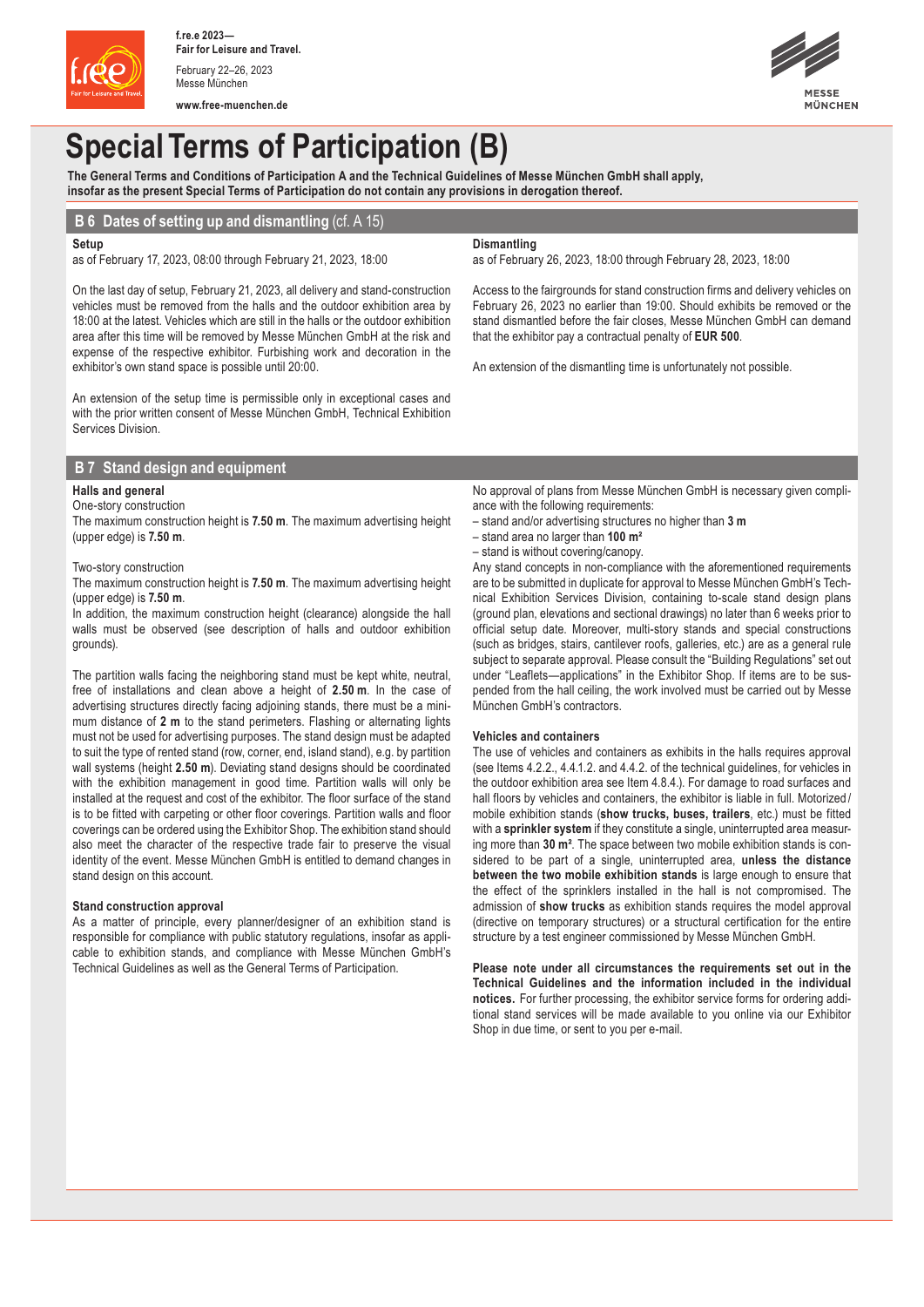# Special Terms of Participation (B)

**The General Terms and Conditions of Participation A and the Technical Guidelines of Messe München GmbH shall apply, insofar as the present Special Terms of Participation do not contain any provisions in derogation thereof.**

## B 6 Dates of setting up and dismantling (cf. A 15)

**Setup**

as of February 17, 2023, 08:00 through February 21, 2023, 18:00

On the last day of setup, February 21, 2023, all delivery and stand-construction vehicles must be removed from the halls and the outdoor exhibition area by 18:00 at the latest. Vehicles which are still in the halls or the outdoor exhibition area after this time will be removed by Messe München GmbH at the risk and expense of the respective exhibitor. Furbishing work and decoration in the exhibitor's own stand space is possible until 20:00.

An extension of the setup time is permissible only in exceptional cases and with the prior written consent of Messe München GmbH, Technical Exhibition Services Division.

**Dismantling**

as of February 26, 2023, 18:00 through February 28, 2023, 18:00

Access to the fairgrounds for stand construction firms and delivery vehicles on February 26, 2023 no earlier than 19:00. Should exhibits be removed or the stand dismantled before the fair closes, Messe München GmbH can demand that the exhibitor pay a contractual penalty of **EUR 500**.

An extension of the dismantling time is unfortunately not possible.

## B 7 Stand design and equipment

**Halls and general**

One-story construction

The maximum construction height is **7.50 m**. The maximum advertising height (upper edge) is **7.50 m**.

Two-story construction

The maximum construction height is **7.50 m**. The maximum advertising height (upper edge) is **7.50 m**.

In addition, the maximum construction height (clearance) alongside the hall walls must be observed (see description of halls and outdoor exhibition grounds).

The partition walls facing the neighboring stand must be kept white, neutral, free of installations and clean above a height of **2.50 m**. In the case of advertising structures directly facing adjoining stands, there must be a minimum distance of **2 m** to the stand perimeters. Flashing or alternating lights must not be used for advertising purposes. The stand design must be adapted to suit the type of rented stand (row, corner, end, island stand), e.g. by partition wall systems (height **2.50 m**). Deviating stand designs should be coordinated with the exhibition management in good time. Partition walls will only be installed at the request and cost of the exhibitor. The floor surface of the stand is to be fitted with carpeting or other floor coverings. Partition walls and floor coverings can be ordered using the Exhibitor Shop. The exhibition stand should also meet the character of the respective trade fair to preserve the visual identity of the event. Messe München GmbH is entitled to demand changes in stand design on this account.

**Stand construction approval**

As a matter of principle, every planner/designer of an exhibition stand is responsible for compliance with public statutory regulations, insofar as applicable to exhibition stands, and compliance with Messe München GmbH's Technical Guidelines as well as the General Terms of Participation.

No approval of plans from Messe München GmbH is necessary given compliance with the following requirements:

- stand and/or advertising structures no higher than **3 m**
- stand area no larger than **100 m²**
- stand is without covering/canopy.

Any stand concepts in non-compliance with the aforementioned requirements are to be submitted in duplicate for approval to Messe München GmbH's Technical Exhibition Services Division, containing to-scale stand design plans (ground plan, elevations and sectional drawings) no later than 6 weeks prior to official setup date. Moreover, multi-story stands and special constructions (such as bridges, stairs, cantilever roofs, galleries, etc.) are as a general rule subject to separate approval. Please consult the "Building Regulations" set out under "Leaflets—applications" in the Exhibitor Shop. If items are to be suspended from the hall ceiling, the work involved must be carried out by Messe München GmbH's contractors.

**Vehicles and containers**

The use of vehicles and containers as exhibits in the halls requires approval (see Items 4.2.2., 4.4.1.2. and 4.4.2. of the technical guidelines, for vehicles in the outdoor exhibition area see Item 4.8.4.). For damage to road surfaces and hall floors by vehicles and containers, the exhibitor is liable in full. Motorized / mobile exhibition stands (**show trucks, buses, trailers**, etc.) must be fitted with a **sprinkler system** if they constitute a single, uninterrupted area measuring more than **30 m²**. The space between two mobile exhibition stands is considered to be part of a single, uninterrupted area, **unless the distance between the two mobile exhibition stands** is large enough to ensure that the effect of the sprinklers installed in the hall is not compromised. The admission of **show trucks** as exhibition stands requires the model approval (directive on temporary structures) or a structural certification for the entire structure by a test engineer commissioned by Messe München GmbH.

**Please note under all circumstances the requirements set out in the Technical Guidelines and the information included in the individual notices.** For further processing, the exhibitor service forms for ordering additional stand services will be made available to you online via our Exhibitor Shop in due time, or sent to you per e-mail.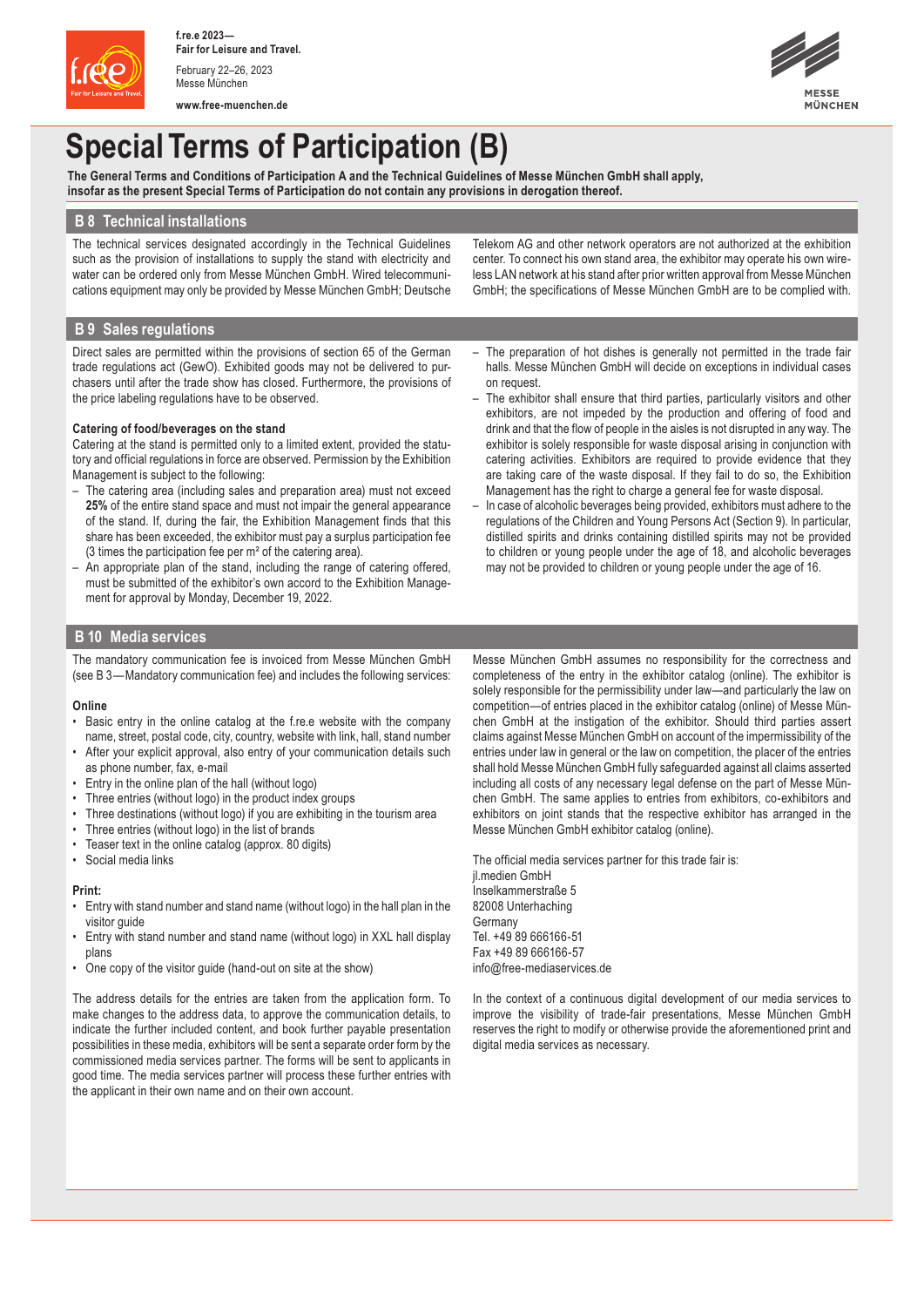# Special Terms of Participation (B)

**The General Terms and Conditions of Participation A and the Technical Guidelines of Messe München GmbH shall apply, insofar as the present Special Terms of Participation do not contain any provisions in derogation thereof.**

## B 8 Technical installations

The technical services designated accordingly in the Technical Guidelines such as the provision of installations to supply the stand with electricity and water can be ordered only from Messe München GmbH. Wired telecommunications equipment may only be provided by Messe München GmbH; Deutsche Telekom AG and other network operators are not authorized at the exhibition center. To connect his own stand area, the exhibitor may operate his own wireless LAN network at his stand after prior written approval from Messe München GmbH; the specifications of Messe München GmbH are to be complied with.

## B 9 Sales regulations

Direct sales are permitted within the provisions of section 65 of the German trade regulations act (GewO). Exhibited goods may not be delivered to purchasers until after the trade show has closed. Furthermore, the provisions of the price labeling regulations have to be observed.

**Catering of food/beverages on the stand**

Catering at the stand is permitted only to a limited extent, provided the statutory and official regulations in force are observed. Permission by the Exhibition Management is subject to the following:

- The catering area (including sales and preparation area) must not exceed **25%** of the entire stand space and must not impair the general appearance of the stand. If, during the fair, the Exhibition Management finds that this share has been exceeded, the exhibitor must pay a surplus participation fee (3 times the participation fee per m² of the catering area).
- An appropriate plan of the stand, including the range of catering offered, must be submitted of the exhibitor's own accord to the Exhibition Management for approval by Monday, December 19, 2022.
- The preparation of hot dishes is generally not permitted in the trade fair halls. Messe München GmbH will decide on exceptions in individual cases on request.
- The exhibitor shall ensure that third parties, particularly visitors and other exhibitors, are not impeded by the production and offering of food and drink and that the flow of people in the aisles is not disrupted in any way. The exhibitor is solely responsible for waste disposal arising in conjunction with catering activities. Exhibitors are required to provide evidence that they are taking care of the waste disposal. If they fail to do so, the Exhibition Management has the right to charge a general fee for waste disposal.
- In case of alcoholic beverages being provided, exhibitors must adhere to the regulations of the Children and Young Persons Act (Section 9). In particular, distilled spirits and drinks containing distilled spirits may not be provided to children or young people under the age of 18, and alcoholic beverages may not be provided to children or young people under the age of 16.

## B 10 Media services

The mandatory communication fee is invoiced from Messe München GmbH (see B 3—Mandatory communication fee) and includes the following services:

**Online**

- Basic entry in the online catalog at the f.re.e website with the company name, street, postal code, city, country, website with link, hall, stand number
- After your explicit approval, also entry of your communication details such as phone number, fax, e-mail
- Entry in the online plan of the hall (without logo)
- Three entries (without logo) in the product index groups
- Three destinations (without logo) if you are exhibiting in the tourism area
- Three entries (without logo) in the list of brands
- Teaser text in the online catalog (approx. 80 digits)
- Social media links

**Print:**

- Entry with stand number and stand name (without logo) in the hall plan in the visitor guide
- Entry with stand number and stand name (without logo) in XXL hall display plans
- One copy of the visitor guide (hand-out on site at the show)

The address details for the entries are taken from the application form. To make changes to the address data, to approve the communication details, to indicate the further included content, and book further payable presentation possibilities in these media, exhibitors will be sent a separate order form by the commissioned media services partner. The forms will be sent to applicants in good time. The media services partner will process these further entries with the applicant in their own name and on their own account.

Messe München GmbH assumes no responsibility for the correctness and completeness of the entry in the exhibitor catalog (online). The exhibitor is solely responsible for the permissibility under law—and particularly the law on competition—of entries placed in the exhibitor catalog (online) of Messe München GmbH at the instigation of the exhibitor. Should third parties assert claims against Messe München GmbH on account of the impermissibility of the entries under law in general or the law on competition, the placer of the entries shall hold Messe München GmbH fully safeguarded against all claims asserted including all costs of any necessary legal defense on the part of Messe München GmbH. The same applies to entries from exhibitors, co-exhibitors and exhibitors on joint stands that the respective exhibitor has arranged in the Messe München GmbH exhibitor catalog (online).

The official media services partner for this trade fair is:
jl.medien GmbH
Inselkammerstraße 5
82008 Unterhaching
Germany
Tel. +49 89 666166-51
Fax +49 89 666166-57
info@free-mediaservices.de

In the context of a continuous digital development of our media services to improve the visibility of trade-fair presentations, Messe München GmbH reserves the right to modify or otherwise provide the aforementioned print and digital media services as necessary.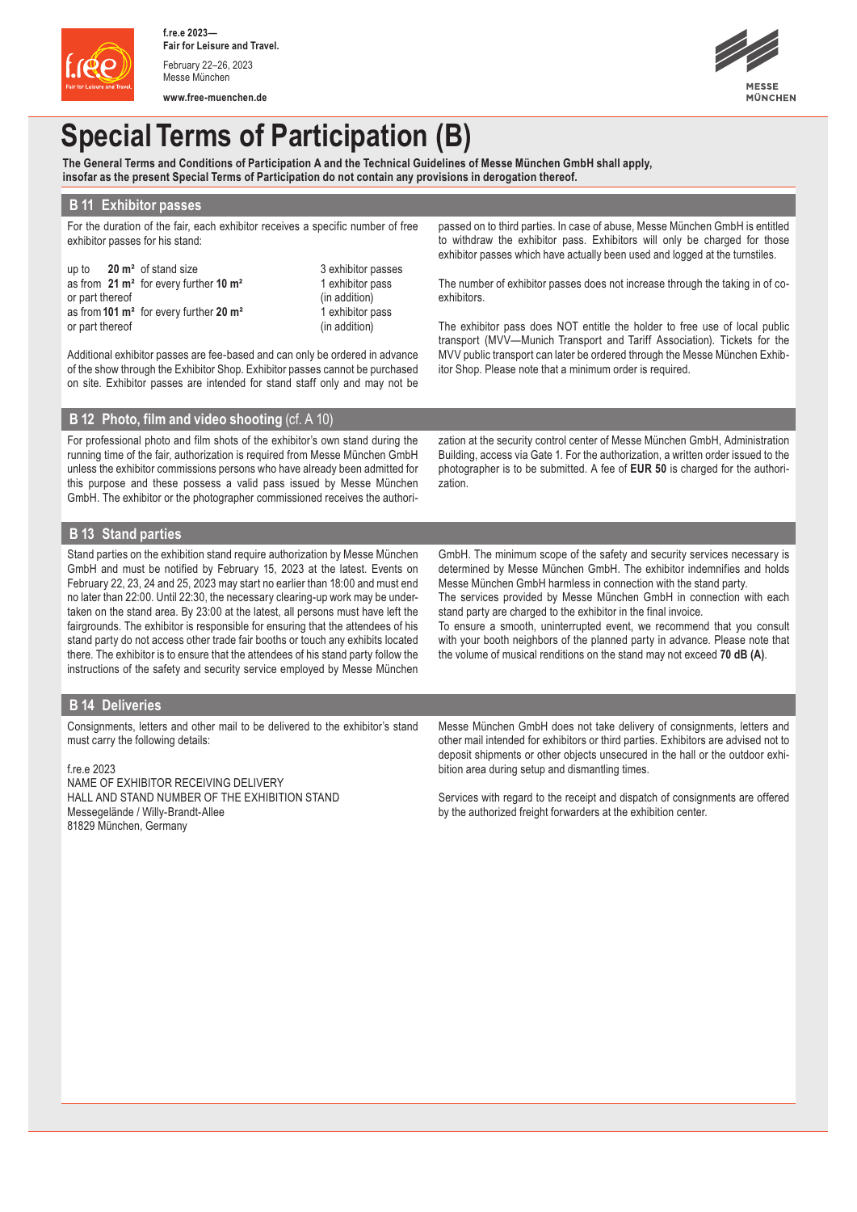# Special Terms of Participation (B)

**The General Terms and Conditions of Participation A and the Technical Guidelines of Messe München GmbH shall apply, insofar as the present Special Terms of Participation do not contain any provisions in derogation thereof.**

## B 11 Exhibitor passes

For the duration of the fair, each exhibitor receives a specific number of free exhibitor passes for his stand:

| | |
|---|---|
| up to **20 m²** of stand size | 3 exhibitor passes |
| as from **21 m²** for every further **10 m²** or part thereof | 1 exhibitor pass (in addition) |
| as from **101 m²** for every further **20 m²** or part thereof | 1 exhibitor pass (in addition) |

Additional exhibitor passes are fee-based and can only be ordered in advance of the show through the Exhibitor Shop. Exhibitor passes cannot be purchased on site. Exhibitor passes are intended for stand staff only and may not be passed on to third parties. In case of abuse, Messe München GmbH is entitled to withdraw the exhibitor pass. Exhibitors will only be charged for those exhibitor passes which have actually been used and logged at the turnstiles.

The number of exhibitor passes does not increase through the taking in of co-exhibitors.

The exhibitor pass does NOT entitle the holder to free use of local public transport (MVV—Munich Transport and Tariff Association). Tickets for the MVV public transport can later be ordered through the Messe München Exhibitor Shop. Please note that a minimum order is required.

## B 12 Photo, film and video shooting (cf. A 10)

For professional photo and film shots of the exhibitor's own stand during the running time of the fair, authorization is required from Messe München GmbH unless the exhibitor commissions persons who have already been admitted for this purpose and these possess a valid pass issued by Messe München GmbH. The exhibitor or the photographer commissioned receives the authorization at the security control center of Messe München GmbH, Administration Building, access via Gate 1. For the authorization, a written order issued to the photographer is to be submitted. A fee of **EUR 50** is charged for the authorization.

## B 13 Stand parties

Stand parties on the exhibition stand require authorization by Messe München GmbH and must be notified by February 15, 2023 at the latest. Events on February 22, 23, 24 and 25, 2023 may start no earlier than 18:00 and must end no later than 22:00. Until 22:30, the necessary clearing-up work may be undertaken on the stand area. By 23:00 at the latest, all persons must have left the fairgrounds. The exhibitor is responsible for ensuring that the attendees of his stand party do not access other trade fair booths or touch any exhibits located there. The exhibitor is to ensure that the attendees of his stand party follow the instructions of the safety and security service employed by Messe München GmbH. The minimum scope of the safety and security services necessary is determined by Messe München GmbH. The exhibitor indemnifies and holds Messe München GmbH harmless in connection with the stand party.
The services provided by Messe München GmbH in connection with each stand party are charged to the exhibitor in the final invoice.
To ensure a smooth, uninterrupted event, we recommend that you consult with your booth neighbors of the planned party in advance. Please note that the volume of musical renditions on the stand may not exceed **70 dB (A)**.

## B 14 Deliveries

Consignments, letters and other mail to be delivered to the exhibitor's stand must carry the following details:

f.re.e 2023
NAME OF EXHIBITOR RECEIVING DELIVERY
HALL AND STAND NUMBER OF THE EXHIBITION STAND
Messegelände / Willy-Brandt-Allee
81829 München, Germany

Messe München GmbH does not take delivery of consignments, letters and other mail intended for exhibitors or third parties. Exhibitors are advised not to deposit shipments or other objects unsecured in the hall or the outdoor exhibition area during setup and dismantling times.

Services with regard to the receipt and dispatch of consignments are offered by the authorized freight forwarders at the exhibition center.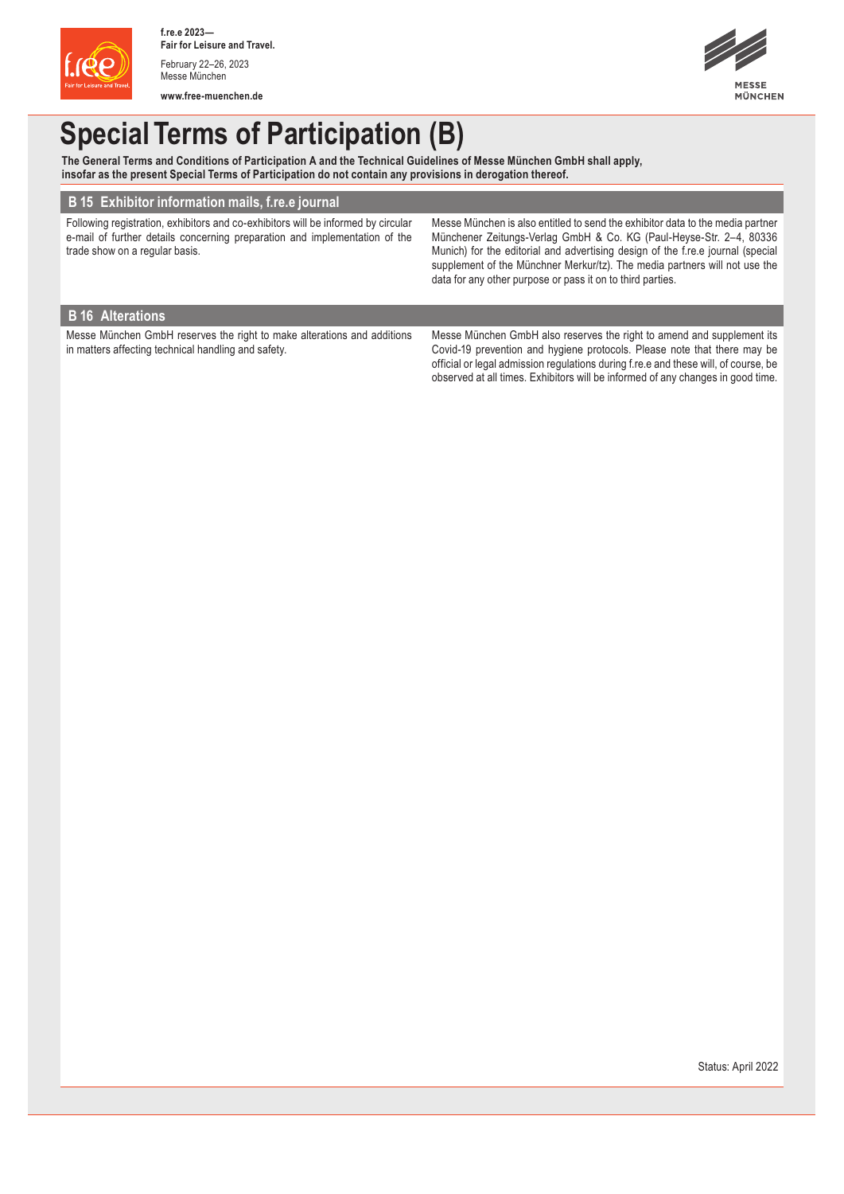# Special Terms of Participation (B)

**The General Terms and Conditions of Participation A and the Technical Guidelines of Messe München GmbH shall apply, insofar as the present Special Terms of Participation do not contain any provisions in derogation thereof.**

## B 15 Exhibitor information mails, f.re.e journal

Following registration, exhibitors and co-exhibitors will be informed by circular e-mail of further details concerning preparation and implementation of the trade show on a regular basis.

Messe München is also entitled to send the exhibitor data to the media partner Münchener Zeitungs-Verlag GmbH & Co. KG (Paul-Heyse-Str. 2–4, 80336 Munich) for the editorial and advertising design of the f.re.e journal (special supplement of the Münchner Merkur/tz). The media partners will not use the data for any other purpose or pass it on to third parties.

## B 16 Alterations

Messe München GmbH reserves the right to make alterations and additions in matters affecting technical handling and safety.

Messe München GmbH also reserves the right to amend and supplement its Covid-19 prevention and hygiene protocols. Please note that there may be official or legal admission regulations during f.re.e and these will, of course, be observed at all times. Exhibitors will be informed of any changes in good time.

Status: April 2022